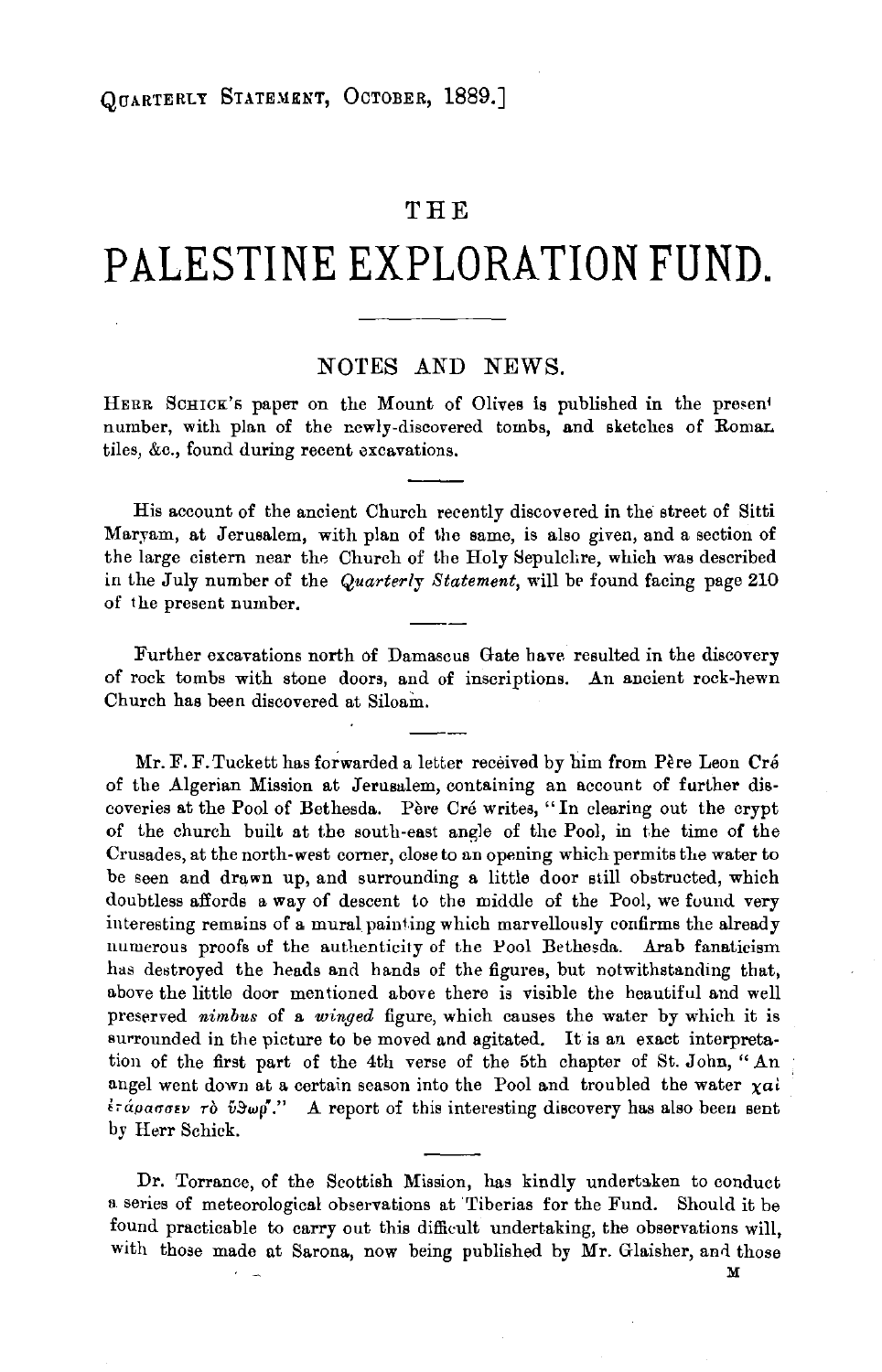# THE PALESTINE EXPLORATION FUND.

## NOTES AND NEWS.

HERR SCHICK's paper on the Mount of Olives is published in the present number, with plan of the newly-discovered tombs, and sketches of Roman tiles, &c., found during recent excavations.

His account of the ancient Church recently discovered in the street of Sitti Maryam, at Jerusalem, with plan of the same, is also given, and a section of the large cistern near the Church of the Holy Sepulchre, which was described in the July number of the *Quarterly Statement*, will be found facing page 210 of the present number.

Further excavations north of Damascus Gate have resulted in the discovery of rock tombs with stone doors, and of inscriptions. An ancient rock-hewn Church has been discovered at Siloam.

Mr. F. F. Tuckett has forwarded a letter received by him from Père Leon Cré of the Algerian Mission at Jerusalem, containing an account of further discoveries at the Pool of Bethesda. Père Cré writes, "In clearing out the crypt of the church built at the south-east angle of the Pool, in the time of the Crusades, at the north-west corner, close to an opening which permits the water to be seen and drawn up, and surrounding a little door still obstructed, which doubtless affords a way of descent to the middle of the Pool, we found very interesting remains of a mural painting which marvellously confirms the already numerous proofs of the authenticity of the Pool Bethesda. Arab fanaticism has destroyed the heads and hands of the figures, but notwithstanding that, above the little door mentioned above there is visible the beautiful and well preserved *nimbus* of a *winged* figure, which causes the water by which it is surrounded in the picture to be moved and agitated. It is an exact interpretation of the first part of the 4th verse of the 5th chapter of St. John, "An angel went down at a certain season into the Pool and troubled the water χαὶ ἐτάρασσεν τὸ ὕδωρ." A report of this interesting discovery has also been sent by Herr Schick.

Dr. Torrance, of the Scottish Mission, has kindly undertaken to conduct a series of meteorological observations at Tiberias for the Fund. Should it be found practicable to carry out this difficult undertaking, the observations will, with those made at Sarona, now being published by Mr. Glaisher, and those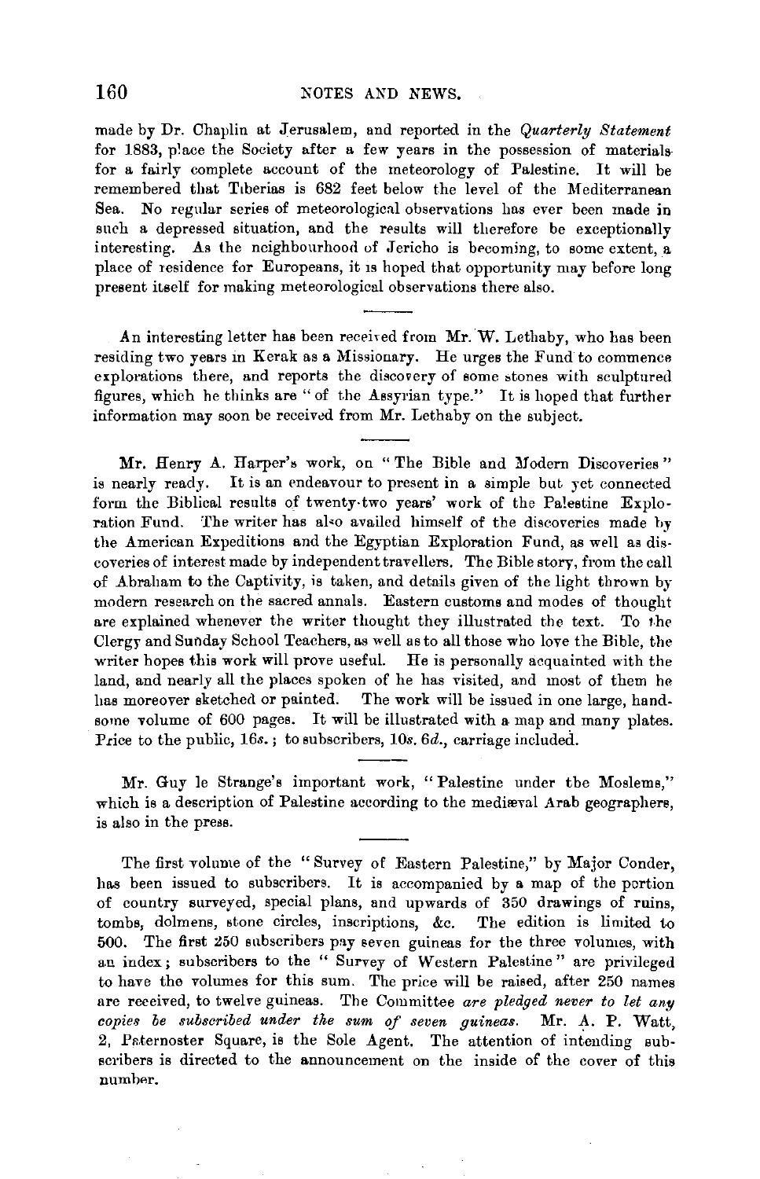made by Dr. Chaplin at Jerusalem, and reported in the *Quarterly Statement* for 1883, place the Society after a few years in the possession of materials for a fairly complete account of the meteorology of Palestine. It will be remembered that Tiberias is 682 feet below the level of the Mediterranean Sea. No regular series of meteorological observations has ever been made in such a depressed situation, and the results will therefore be exceptionally interesting. As the neighbourhood of Jericho is becoming, to some extent, a place of residence for Europeans, it is hoped that opportunity may before long present itself for making meteorological observations there also.

---

An interesting letter has been received from Mr. W. Lethaby, who has been residing two years in Kerak as a Missionary. He urges the Fund to commence explorations there, and reports the discovery of some stones with sculptured figures, which he thinks are "of the Assyrian type." It is hoped that further information may soon be received from Mr. Lethaby on the subject.

---

Mr. Henry A. Harper's work, on "The Bible and Modern Discoveries" is nearly ready. It is an endeavour to present in a simple but yet connected form the Biblical results of twenty-two years' work of the Palestine Exploration Fund. The writer has also availed himself of the discoveries made by the American Expeditions and the Egyptian Exploration Fund, as well as discoveries of interest made by independent travellers. The Bible story, from the call of Abraham to the Captivity, is taken, and details given of the light thrown by modern research on the sacred annals. Eastern customs and modes of thought are explained whenever the writer thought they illustrated the text. To the Clergy and Sunday School Teachers, as well as to all those who love the Bible, the writer hopes this work will prove useful. He is personally acquainted with the land, and nearly all the places spoken of he has visited, and most of them he has moreover sketched or painted. The work will be issued in one large, handsome volume of 600 pages. It will be illustrated with a map and many plates. Price to the public, 16*s.*; to subscribers, 10*s.* 6*d.*, carriage included.

---

Mr. Guy le Strange's important work, "Palestine under the Moslems," which is a description of Palestine according to the mediæval Arab geographers, is also in the press.

---

The first volume of the "Survey of Eastern Palestine," by Major Conder, has been issued to subscribers. It is accompanied by a map of the portion of country surveyed, special plans, and upwards of 350 drawings of ruins, tombs, dolmens, stone circles, inscriptions, &c. The edition is limited to 500. The first 250 subscribers pay seven guineas for the three volumes, with an index; subscribers to the "Survey of Western Palestine" are privileged to have the volumes for this sum. The price will be raised, after 250 names are received, to twelve guineas. The Committee *are pledged never to let any copies be subscribed under the sum of seven guineas.* Mr. A. P. Watt, 2, Paternoster Square, is the Sole Agent. The attention of intending subscribers is directed to the announcement on the inside of the cover of this number.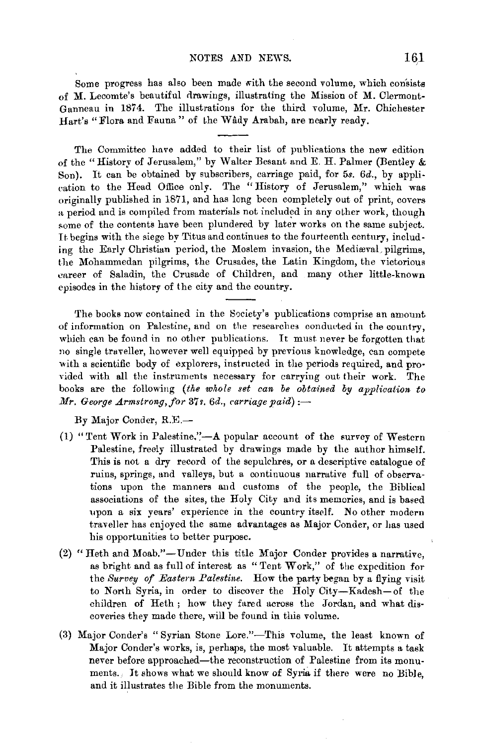Some progress has also been made with the second volume, which consists of M. Lecomte's beautiful drawings, illustrating the Mission of M. Clermont-Ganneau in 1874. The illustrations for the third volume, Mr. Chichester Hart's "Flora and Fauna" of the Wâdy Arabah, are nearly ready.

---

The Committee have added to their list of publications the new edition of the "History of Jerusalem," by Walter Besant and E. H. Palmer (Bentley & Son). It can be obtained by subscribers, carriage paid, for 5*s.* 6*d.*, by application to the Head Office only. The "History of Jerusalem," which was originally published in 1871, and has long been completely out of print, covers a period and is compiled from materials not included in any other work, though some of the contents have been plundered by later works on the same subject. It begins with the siege by Titus and continues to the fourteenth century, including the Early Christian period, the Moslem invasion, the Mediæval pilgrims, the Mohammedan pilgrims, the Crusades, the Latin Kingdom, the victorious career of Saladin, the Crusade of Children, and many other little-known episodes in the history of the city and the country.

---

The books now contained in the Society's publications comprise an amount of information on Palestine, and on the researches conducted in the country, which can be found in no other publications. It must never be forgotten that no single traveller, however well equipped by previous knowledge, can compete with a scientific body of explorers, instructed in the periods required, and provided with all the instruments necessary for carrying out their work. The books are the following (*the whole set can be obtained by application to Mr. George Armstrong, for 37s. 6d., carriage paid*) :—

By Major Conder, R.E.—

(1) "Tent Work in Palestine."—A popular account of the survey of Western Palestine, freely illustrated by drawings made by the author himself. This is not a dry record of the sepulchres, or a descriptive catalogue of ruins, springs, and valleys, but a continuous narrative full of observations upon the manners and customs of the people, the Biblical associations of the sites, the Holy City and its memories, and is based upon a six years' experience in the country itself. No other modern traveller has enjoyed the same advantages as Major Conder, or has used his opportunities to better purpose.

(2) "Heth and Moab."—Under this title Major Conder provides a narrative, as bright and as full of interest as "Tent Work," of the expedition for the *Survey of Eastern Palestine*. How the party began by a flying visit to North Syria, in order to discover the Holy City—Kadesh—of the children of Heth; how they fared across the Jordan, and what discoveries they made there, will be found in this volume.

(3) Major Conder's "Syrian Stone Lore."—This volume, the least known of Major Conder's works, is, perhaps, the most valuable. It attempts a task never before approached—the reconstruction of Palestine from its monuments. It shows what we should know of Syria if there were no Bible, and it illustrates the Bible from the monuments.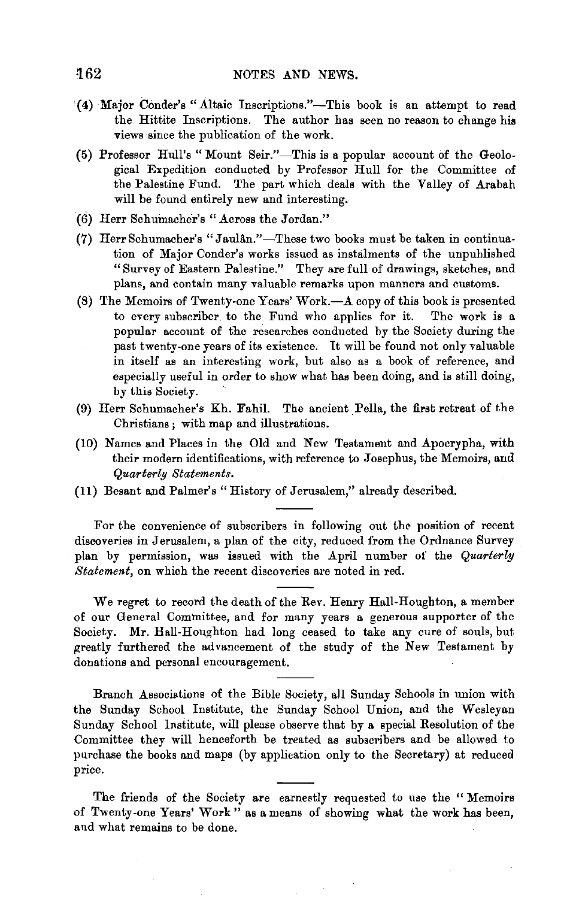(4) Major Conder's "Altaic Inscriptions."—This book is an attempt to read the Hittite Inscriptions. The author has seen no reason to change his views since the publication of the work.

(5) Professor Hull's "Mount Seir."—This is a popular account of the Geological Expedition conducted by Professor Hull for the Committee of the Palestine Fund. The part which deals with the Valley of Arabah will be found entirely new and interesting.

(6) Herr Schumacher's "Across the Jordan."

(7) Herr Schumacher's "Jaulân."—These two books must be taken in continuation of Major Conder's works issued as instalments of the unpublished "Survey of Eastern Palestine." They are full of drawings, sketches, and plans, and contain many valuable remarks upon manners and customs.

(8) The Memoirs of Twenty-one Years' Work.—A copy of this book is presented to every subscriber to the Fund who applies for it. The work is a popular account of the researches conducted by the Society during the past twenty-one years of its existence. It will be found not only valuable in itself as an interesting work, but also as a book of reference, and especially useful in order to show what has been doing, and is still doing, by this Society.

(9) Herr Schumacher's Kh. Fahil. The ancient Pella, the first retreat of the Christians; with map and illustrations.

(10) Names and Places in the Old and New Testament and Apocrypha, with their modern identifications, with reference to Josephus, the Memoirs, and *Quarterly Statements.*

(11) Besant and Palmer's "History of Jerusalem," already described.

---

For the convenience of subscribers in following out the position of recent discoveries in Jerusalem, a plan of the city, reduced from the Ordnance Survey plan by permission, was issued with the April number of the *Quarterly Statement*, on which the recent discoveries are noted in red.

---

We regret to record the death of the Rev. Henry Hall-Houghton, a member of our General Committee, and for many years a generous supporter of the Society. Mr. Hall-Houghton had long ceased to take any cure of souls, but greatly furthered the advancement of the study of the New Testament by donations and personal encouragement.

---

Branch Associations of the Bible Society, all Sunday Schools in union with the Sunday School Institute, the Sunday School Union, and the Wesleyan Sunday School Institute, will please observe that by a special Resolution of the Committee they will henceforth be treated as subscribers and be allowed to purchase the books and maps (by application only to the Secretary) at reduced price.

---

The friends of the Society are earnestly requested to use the "Memoirs of Twenty-one Years' Work" as a means of showing what the work has been, and what remains to be done.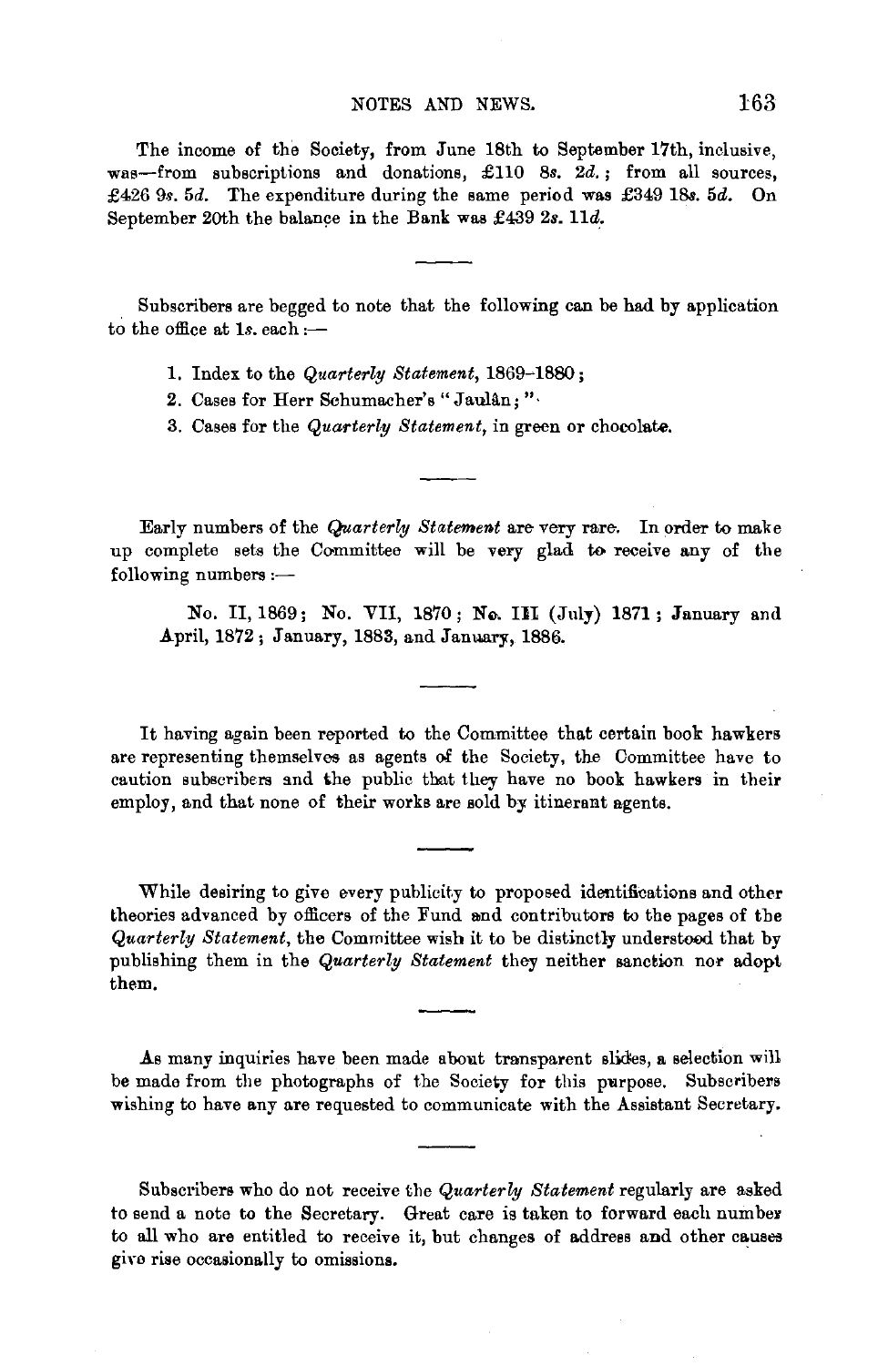The income of the Society, from June 18th to September 17th, inclusive, was—from subscriptions and donations, £110 8*s.* 2*d.*; from all sources, £426 9*s.* 5*d.* The expenditure during the same period was £349 18*s.* 5*d.* On September 20th the balance in the Bank was £439 2*s.* 11*d.*

---

Subscribers are begged to note that the following can be had by application to the office at 1*s.* each:—

1. Index to the *Quarterly Statement*, 1869–1880;
2. Cases for Herr Schumacher's "Jaulân;"
3. Cases for the *Quarterly Statement*, in green or chocolate.

---

Early numbers of the *Quarterly Statement* are very rare. In order to make up complete sets the Committee will be very glad to receive any of the following numbers:—

No. II, 1869; No. VII, 1870; No. III (July) 1871; January and April, 1872; January, 1883, and January, 1886.

---

It having again been reported to the Committee that certain book hawkers are representing themselves as agents of the Society, the Committee have to caution subscribers and the public that they have no book hawkers in their employ, and that none of their works are sold by itinerant agents.

---

While desiring to give every publicity to proposed identifications and other theories advanced by officers of the Fund and contributors to the pages of the *Quarterly Statement*, the Committee wish it to be distinctly understood that by publishing them in the *Quarterly Statement* they neither sanction nor adopt them.

---

As many inquiries have been made about transparent slides, a selection will be made from the photographs of the Society for this purpose. Subscribers wishing to have any are requested to communicate with the Assistant Secretary.

---

Subscribers who do not receive the *Quarterly Statement* regularly are asked to send a note to the Secretary. Great care is taken to forward each number to all who are entitled to receive it, but changes of address and other causes give rise occasionally to omissions.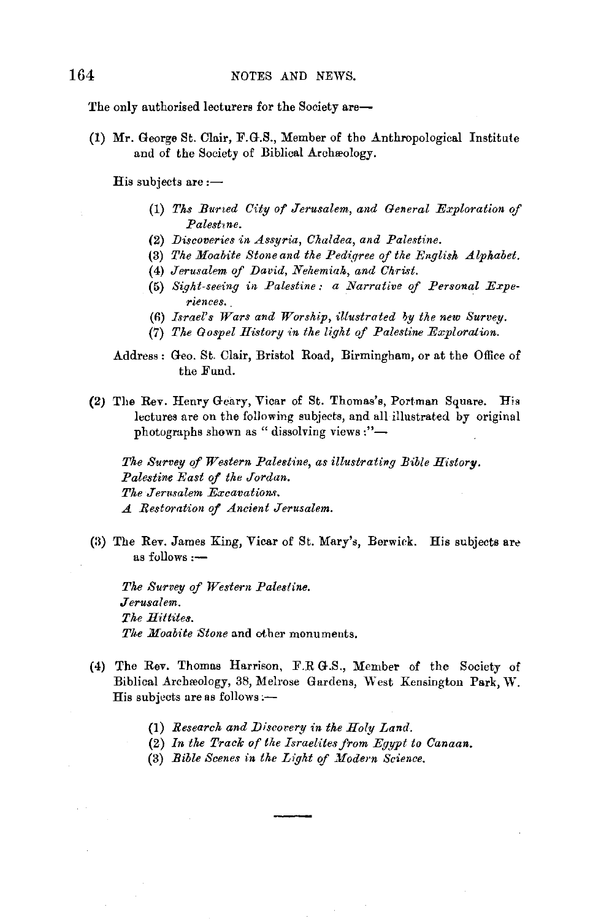The only authorised lecturers for the Society are—

(1) Mr. George St. Clair, F.G.S., Member of the Anthropological Institute and of the Society of Biblical Archæology.

His subjects are:—

(1) *The Buried City of Jerusalem, and General Exploration of Palestine.*
(2) *Discoveries in Assyria, Chaldea, and Palestine.*
(3) *The Moabite Stone and the Pedigree of the English Alphabet.*
(4) *Jerusalem of David, Nehemiah, and Christ.*
(5) *Sight-seeing in Palestine: a Narrative of Personal Experiences.*
(6) *Israel's Wars and Worship, illustrated by the new Survey.*
(7) *The Gospel History in the light of Palestine Exploration.*

Address: Geo. St. Clair, Bristol Road, Birmingham, or at the Office of the Fund.

(2) The Rev. Henry Geary, Vicar of St. Thomas's, Portman Square. His lectures are on the following subjects, and all illustrated by original photographs shown as "dissolving views:"—

*The Survey of Western Palestine, as illustrating Bible History.*
*Palestine East of the Jordan.*
*The Jerusalem Excavations.*
*A Restoration of Ancient Jerusalem.*

(3) The Rev. James King, Vicar of St. Mary's, Berwick. His subjects are as follows:—

*The Survey of Western Palestine.*
*Jerusalem.*
*The Hittites.*
*The Moabite Stone* and other monuments.

(4) The Rev. Thomas Harrison, F.R G.S., Member of the Society of Biblical Archæology, 38, Melrose Gardens, West Kensington Park, W. His subjects are as follows:—

(1) *Research and Discovery in the Holy Land.*
(2) *In the Track of the Israelites from Egypt to Canaan.*
(3) *Bible Scenes in the Light of Modern Science.*